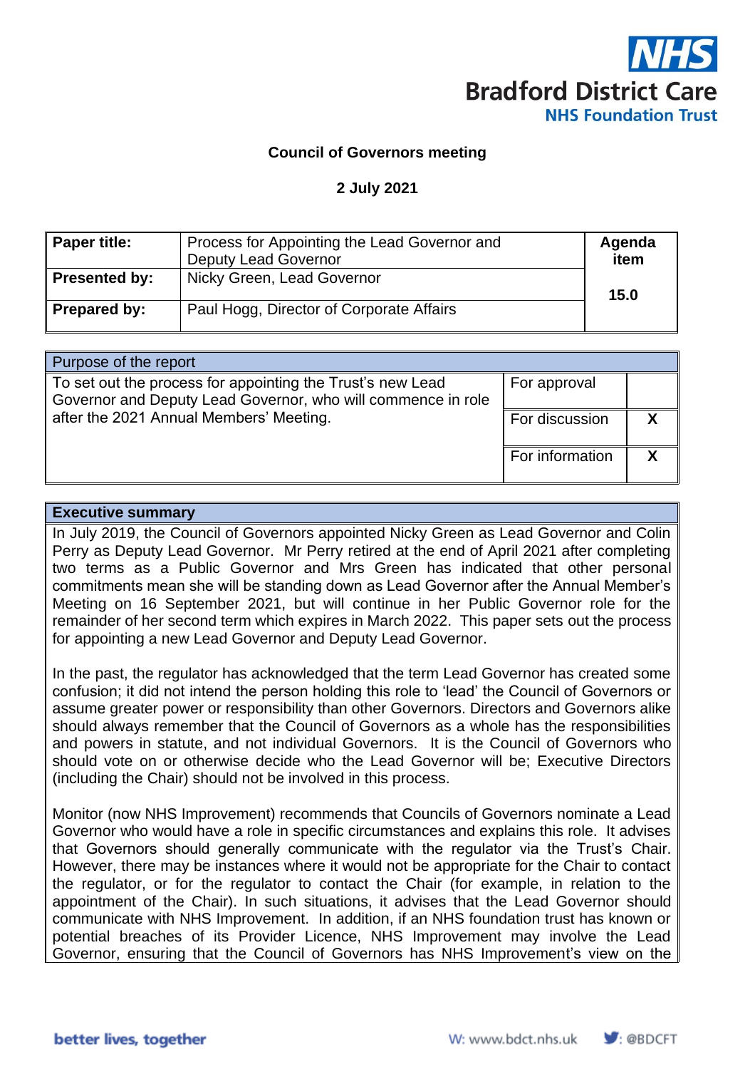**Council of Governors meeting**

**2 July 2021**

| **Paper title:** | Process for Appointing the Lead Governor and Deputy Lead Governor | **Agenda item** |
|---|---|---|
| **Presented by:** | Nicky Green, Lead Governor | **15.0** |
| **Prepared by:** | Paul Hogg, Director of Corporate Affairs | |

| Purpose of the report | | |
|---|---|---|
| To set out the process for appointing the Trust's new Lead Governor and Deputy Lead Governor, who will commence in role after the 2021 Annual Members' Meeting. | For approval | |
| | For discussion | X |
| | For information | X |

| **Executive summary** |
|---|
| In July 2019, the Council of Governors appointed Nicky Green as Lead Governor and Colin Perry as Deputy Lead Governor. Mr Perry retired at the end of April 2021 after completing two terms as a Public Governor and Mrs Green has indicated that other personal commitments mean she will be standing down as Lead Governor after the Annual Member's Meeting on 16 September 2021, but will continue in her Public Governor role for the remainder of her second term which expires in March 2022. This paper sets out the process for appointing a new Lead Governor and Deputy Lead Governor.<br><br>In the past, the regulator has acknowledged that the term Lead Governor has created some confusion; it did not intend the person holding this role to 'lead' the Council of Governors or assume greater power or responsibility than other Governors. Directors and Governors alike should always remember that the Council of Governors as a whole has the responsibilities and powers in statute, and not individual Governors. It is the Council of Governors who should vote on or otherwise decide who the Lead Governor will be; Executive Directors (including the Chair) should not be involved in this process.<br><br>Monitor (now NHS Improvement) recommends that Councils of Governors nominate a Lead Governor who would have a role in specific circumstances and explains this role. It advises that Governors should generally communicate with the regulator via the Trust's Chair. However, there may be instances where it would not be appropriate for the Chair to contact the regulator, or for the regulator to contact the Chair (for example, in relation to the appointment of the Chair). In such situations, it advises that the Lead Governor should communicate with NHS Improvement. In addition, if an NHS foundation trust has known or potential breaches of its Provider Licence, NHS Improvement may involve the Lead Governor, ensuring that the Council of Governors has NHS Improvement's view on the |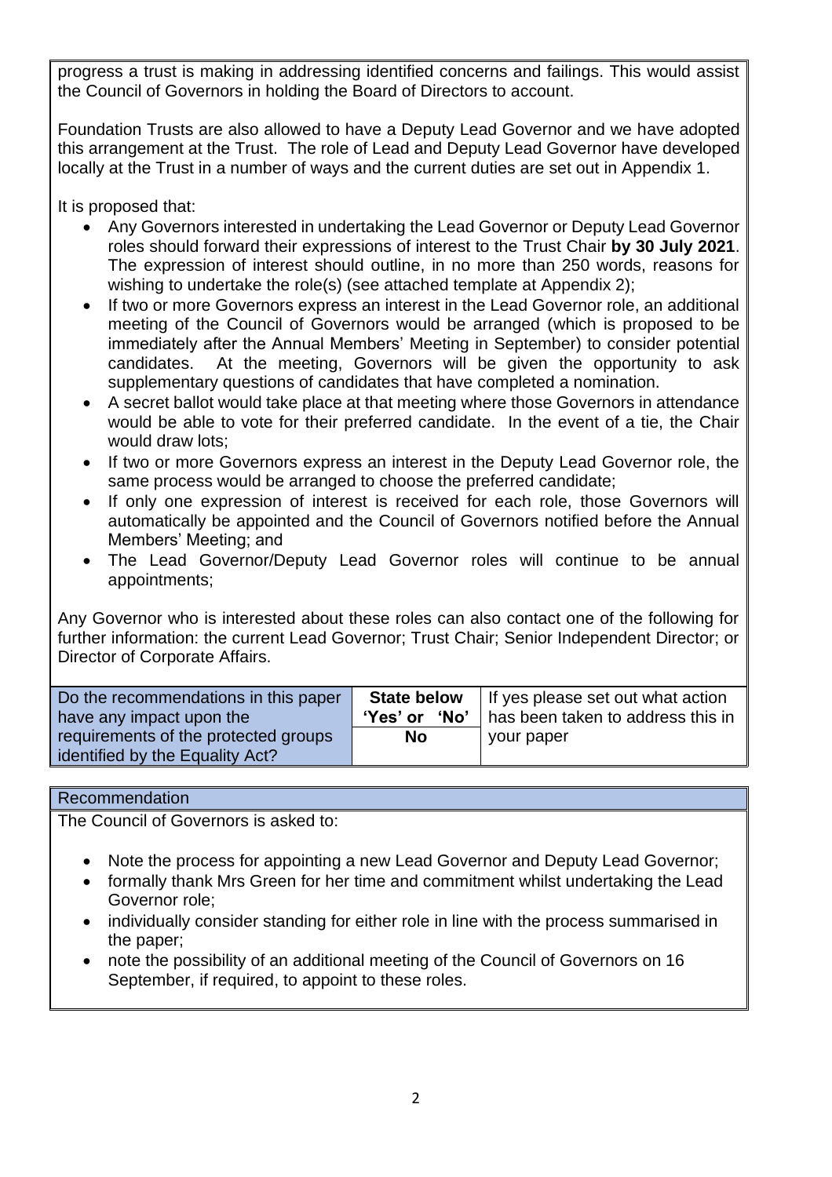progress a trust is making in addressing identified concerns and failings. This would assist the Council of Governors in holding the Board of Directors to account.

Foundation Trusts are also allowed to have a Deputy Lead Governor and we have adopted this arrangement at the Trust. The role of Lead and Deputy Lead Governor have developed locally at the Trust in a number of ways and the current duties are set out in Appendix 1.

It is proposed that:

- Any Governors interested in undertaking the Lead Governor or Deputy Lead Governor roles should forward their expressions of interest to the Trust Chair **by 30 July 2021**. The expression of interest should outline, in no more than 250 words, reasons for wishing to undertake the role(s) (see attached template at Appendix 2);
- If two or more Governors express an interest in the Lead Governor role, an additional meeting of the Council of Governors would be arranged (which is proposed to be immediately after the Annual Members' Meeting in September) to consider potential candidates. At the meeting, Governors will be given the opportunity to ask supplementary questions of candidates that have completed a nomination.
- A secret ballot would take place at that meeting where those Governors in attendance would be able to vote for their preferred candidate. In the event of a tie, the Chair would draw lots;
- If two or more Governors express an interest in the Deputy Lead Governor role, the same process would be arranged to choose the preferred candidate;
- If only one expression of interest is received for each role, those Governors will automatically be appointed and the Council of Governors notified before the Annual Members' Meeting; and
- The Lead Governor/Deputy Lead Governor roles will continue to be annual appointments;

Any Governor who is interested about these roles can also contact one of the following for further information: the current Lead Governor; Trust Chair; Senior Independent Director; or Director of Corporate Affairs.

| Do the recommendations in this paper have any impact upon the requirements of the protected groups identified by the Equality Act? | **State below 'Yes' or 'No'** | If yes please set out what action has been taken to address this in your paper |
|---|---|---|
| | **No** | |

**Recommendation**

The Council of Governors is asked to:

- Note the process for appointing a new Lead Governor and Deputy Lead Governor;
- formally thank Mrs Green for her time and commitment whilst undertaking the Lead Governor role;
- individually consider standing for either role in line with the process summarised in the paper;
- note the possibility of an additional meeting of the Council of Governors on 16 September, if required, to appoint to these roles.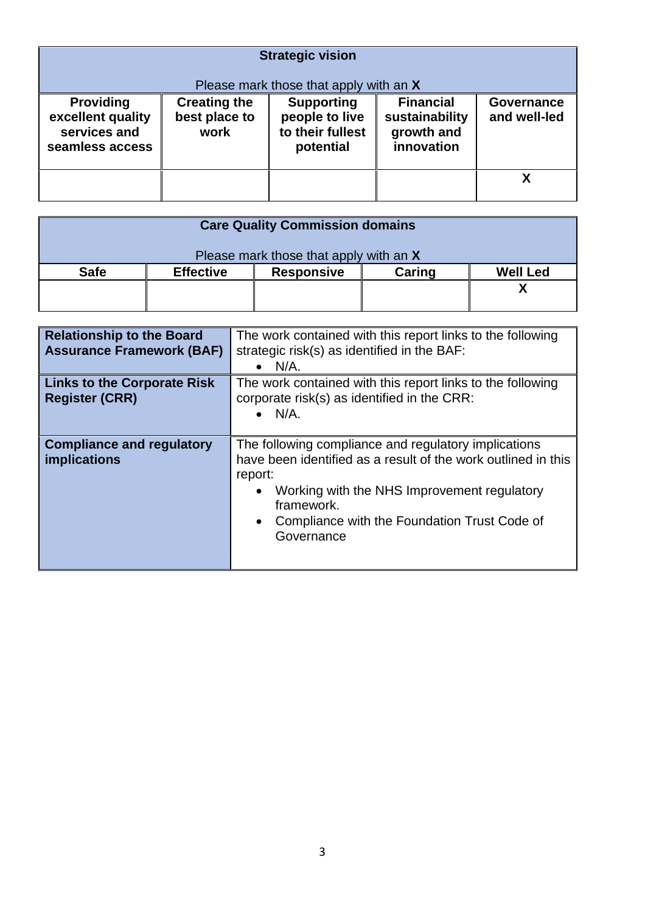| **Strategic vision**<br><br>Please mark those that apply with an **X** | | | | |
|---|---|---|---|---|
| **Providing excellent quality services and seamless access** | **Creating the best place to work** | **Supporting people to live to their fullest potential** | **Financial sustainability growth and innovation** | **Governance and well-led** |
| | | | | **X** |

| **Care Quality Commission domains**<br><br>Please mark those that apply with an **X** | | | | |
|---|---|---|---|---|
| **Safe** | **Effective** | **Responsive** | **Caring** | **Well Led** |
| | | | | **X** |

| | |
|---|---|
| **Relationship to the Board Assurance Framework (BAF)** | The work contained with this report links to the following strategic risk(s) as identified in the BAF:<br>• N/A. |
| **Links to the Corporate Risk Register (CRR)** | The work contained with this report links to the following corporate risk(s) as identified in the CRR:<br>• N/A. |
| **Compliance and regulatory implications** | The following compliance and regulatory implications have been identified as a result of the work outlined in this report:<br>• Working with the NHS Improvement regulatory framework.<br>• Compliance with the Foundation Trust Code of Governance |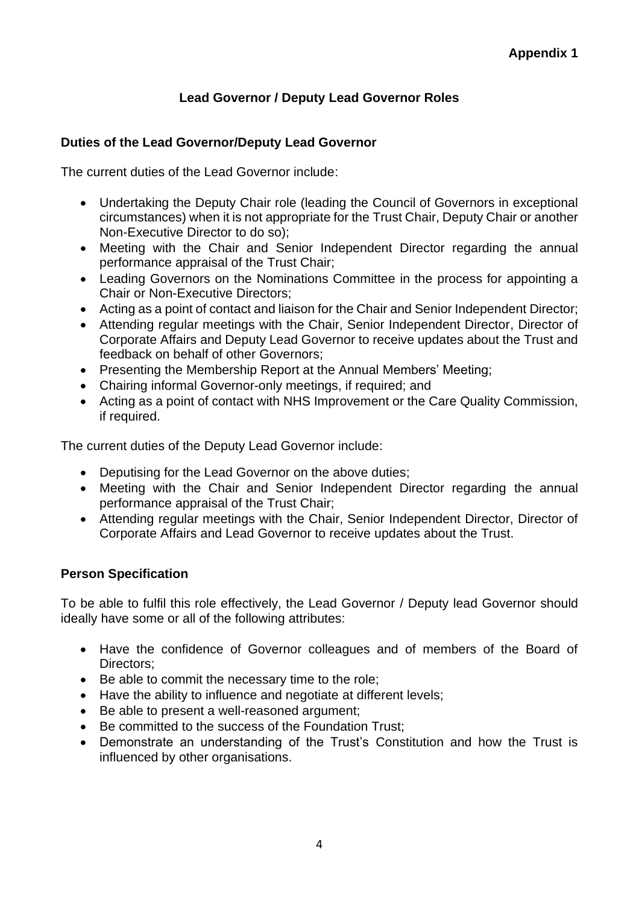**Appendix 1**

## Lead Governor / Deputy Lead Governor Roles

### Duties of the Lead Governor/Deputy Lead Governor

The current duties of the Lead Governor include:

- Undertaking the Deputy Chair role (leading the Council of Governors in exceptional circumstances) when it is not appropriate for the Trust Chair, Deputy Chair or another Non-Executive Director to do so);
- Meeting with the Chair and Senior Independent Director regarding the annual performance appraisal of the Trust Chair;
- Leading Governors on the Nominations Committee in the process for appointing a Chair or Non-Executive Directors;
- Acting as a point of contact and liaison for the Chair and Senior Independent Director;
- Attending regular meetings with the Chair, Senior Independent Director, Director of Corporate Affairs and Deputy Lead Governor to receive updates about the Trust and feedback on behalf of other Governors;
- Presenting the Membership Report at the Annual Members' Meeting;
- Chairing informal Governor-only meetings, if required; and
- Acting as a point of contact with NHS Improvement or the Care Quality Commission, if required.

The current duties of the Deputy Lead Governor include:

- Deputising for the Lead Governor on the above duties;
- Meeting with the Chair and Senior Independent Director regarding the annual performance appraisal of the Trust Chair;
- Attending regular meetings with the Chair, Senior Independent Director, Director of Corporate Affairs and Lead Governor to receive updates about the Trust.

### Person Specification

To be able to fulfil this role effectively, the Lead Governor / Deputy lead Governor should ideally have some or all of the following attributes:

- Have the confidence of Governor colleagues and of members of the Board of Directors;
- Be able to commit the necessary time to the role;
- Have the ability to influence and negotiate at different levels;
- Be able to present a well-reasoned argument;
- Be committed to the success of the Foundation Trust;
- Demonstrate an understanding of the Trust's Constitution and how the Trust is influenced by other organisations.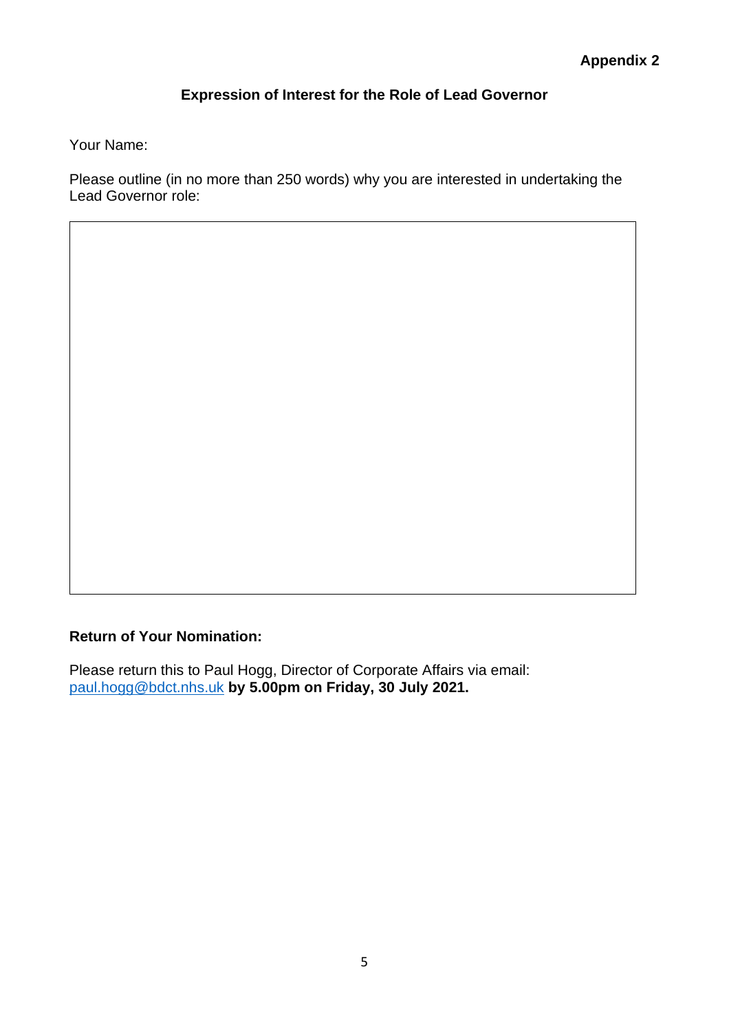**Appendix 2**

## Expression of Interest for the Role of Lead Governor

Your Name:

Please outline (in no more than 250 words) why you are interested in undertaking the Lead Governor role:

| |
|---|
| |

**Return of Your Nomination:**

Please return this to Paul Hogg, Director of Corporate Affairs via email: paul.hogg@bdct.nhs.uk **by 5.00pm on Friday, 30 July 2021.**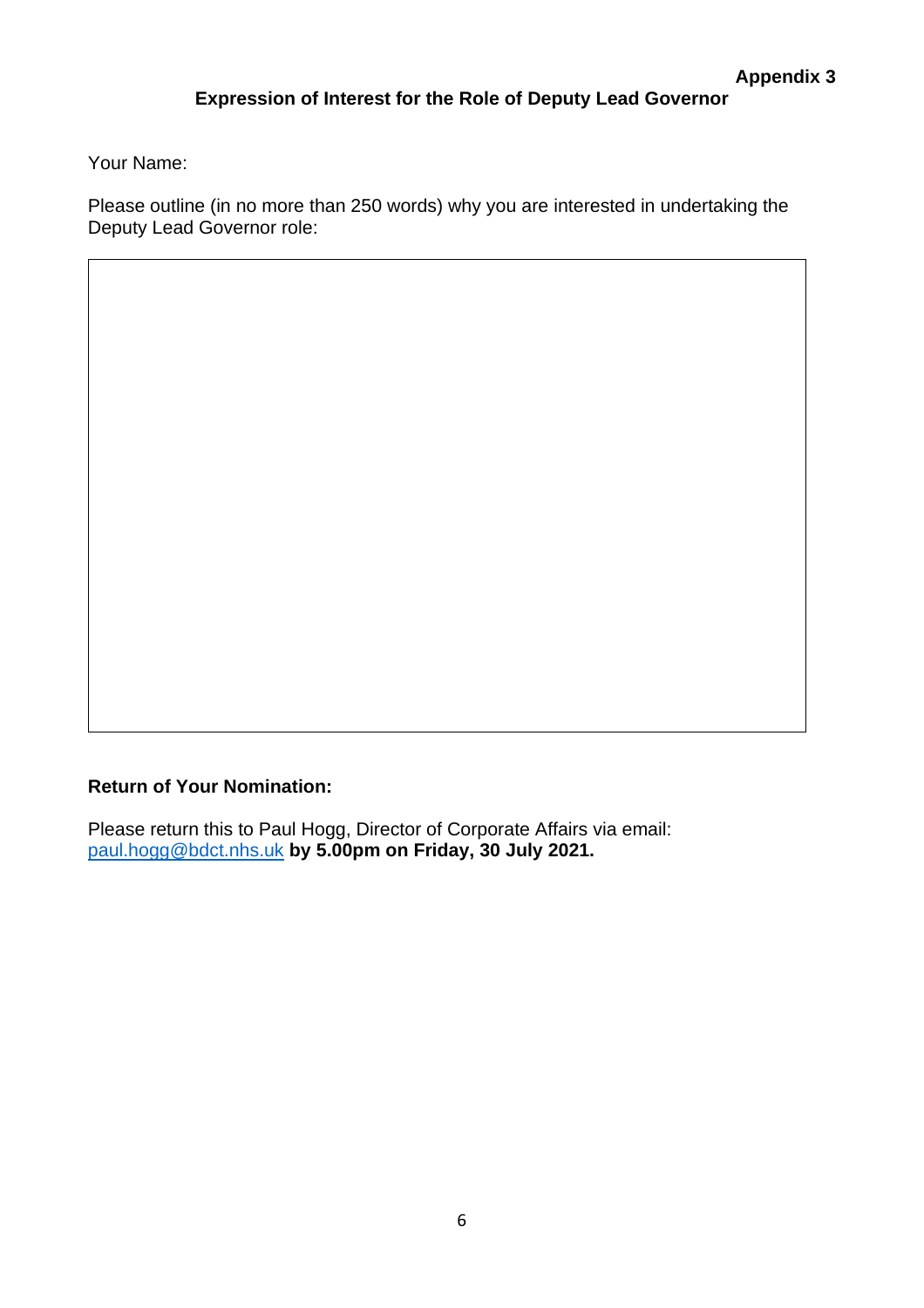**Appendix 3**

## Expression of Interest for the Role of Deputy Lead Governor

Your Name:

Please outline (in no more than 250 words) why you are interested in undertaking the Deputy Lead Governor role:

| |
|---|
| |

**Return of Your Nomination:**

Please return this to Paul Hogg, Director of Corporate Affairs via email: paul.hogg@bdct.nhs.uk **by 5.00pm on Friday, 30 July 2021.**